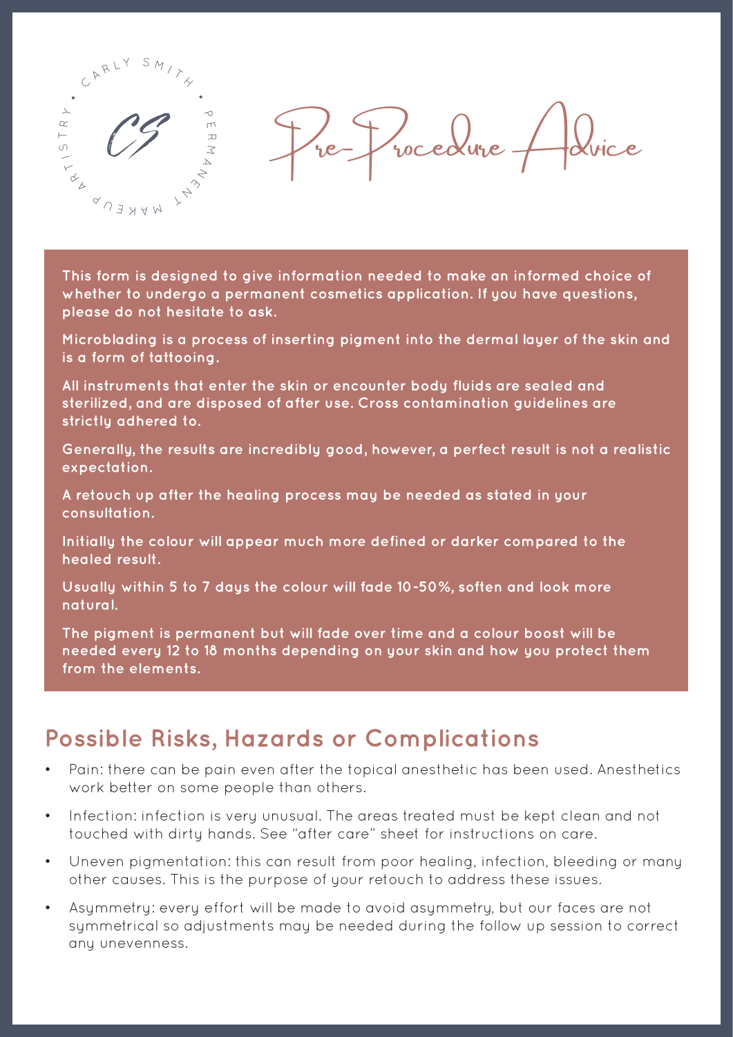CARLY SMITH • PERMANENT MAKEUP ARTISTRY •

CS

# Pre-Procedure Advice

**This form is designed to give information needed to make an informed choice of whether to undergo a permanent cosmetics application. If you have questions, please do not hesitate to ask.**

**Microblading is a process of inserting pigment into the dermal layer of the skin and is a form of tattooing.**

**All instruments that enter the skin or encounter body fluids are sealed and sterilized, and are disposed of after use. Cross contamination guidelines are strictly adhered to.**

**Generally, the results are incredibly good, however, a perfect result is not a realistic expectation.**

**A retouch up after the healing process may be needed as stated in your consultation.**

**Initially the colour will appear much more defined or darker compared to the healed result.**

**Usually within 5 to 7 days the colour will fade 10-50%, soften and look more natural.**

**The pigment is permanent but will fade over time and a colour boost will be needed every 12 to 18 months depending on your skin and how you protect them from the elements.**

## Possible Risks, Hazards or Complications

- Pain: there can be pain even after the topical anesthetic has been used. Anesthetics work better on some people than others.
- Infection: infection is very unusual. The areas treated must be kept clean and not touched with dirty hands. See "after care" sheet for instructions on care.
- Uneven pigmentation: this can result from poor healing, infection, bleeding or many other causes. This is the purpose of your retouch to address these issues.
- Asymmetry: every effort will be made to avoid asymmetry, but our faces are not symmetrical so adjustments may be needed during the follow up session to correct any unevenness.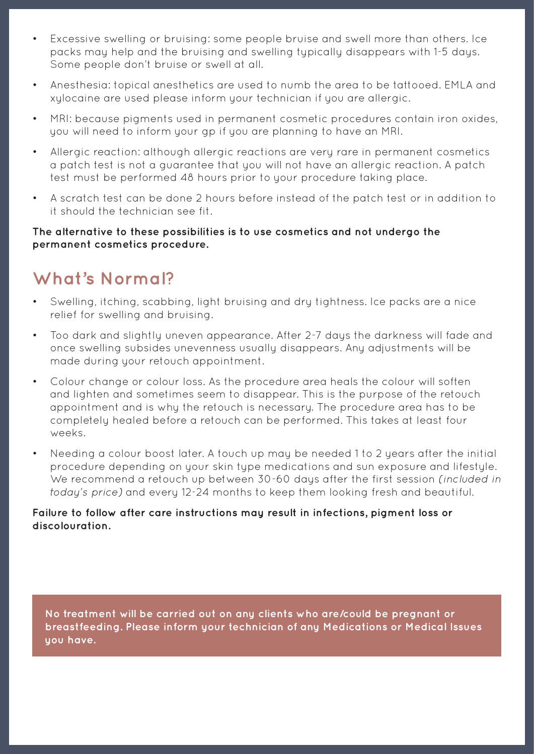- Excessive swelling or bruising: some people bruise and swell more than others. Ice packs may help and the bruising and swelling typically disappears with 1-5 days. Some people don't bruise or swell at all.
- Anesthesia: topical anesthetics are used to numb the area to be tattooed. EMLA and xylocaine are used please inform your technician if you are allergic.
- MRI: because pigments used in permanent cosmetic procedures contain iron oxides, you will need to inform your gp if you are planning to have an MRI.
- Allergic reaction: although allergic reactions are very rare in permanent cosmetics a patch test is not a guarantee that you will not have an allergic reaction. A patch test must be performed 48 hours prior to your procedure taking place.
- A scratch test can be done 2 hours before instead of the patch test or in addition to it should the technician see fit.

**The alternative to these possibilities is to use cosmetics and not undergo the permanent cosmetics procedure.**

## What's Normal?

- Swelling, itching, scabbing, light bruising and dry tightness. Ice packs are a nice relief for swelling and bruising.
- Too dark and slightly uneven appearance. After 2-7 days the darkness will fade and once swelling subsides unevenness usually disappears. Any adjustments will be made during your retouch appointment.
- Colour change or colour loss. As the procedure area heals the colour will soften and lighten and sometimes seem to disappear. This is the purpose of the retouch appointment and is why the retouch is necessary. The procedure area has to be completely healed before a retouch can be performed. This takes at least four weeks.
- Needing a colour boost later. A touch up may be needed 1 to 2 years after the initial procedure depending on your skin type medications and sun exposure and lifestyle. We recommend a retouch up between 30-60 days after the first session *(included in today's price)* and every 12-24 months to keep them looking fresh and beautiful.

**Failure to follow after care instructions may result in infections, pigment loss or discolouration.**

**No treatment will be carried out on any clients who are/could be pregnant or breastfeeding. Please inform your technician of any Medications or Medical Issues you have.**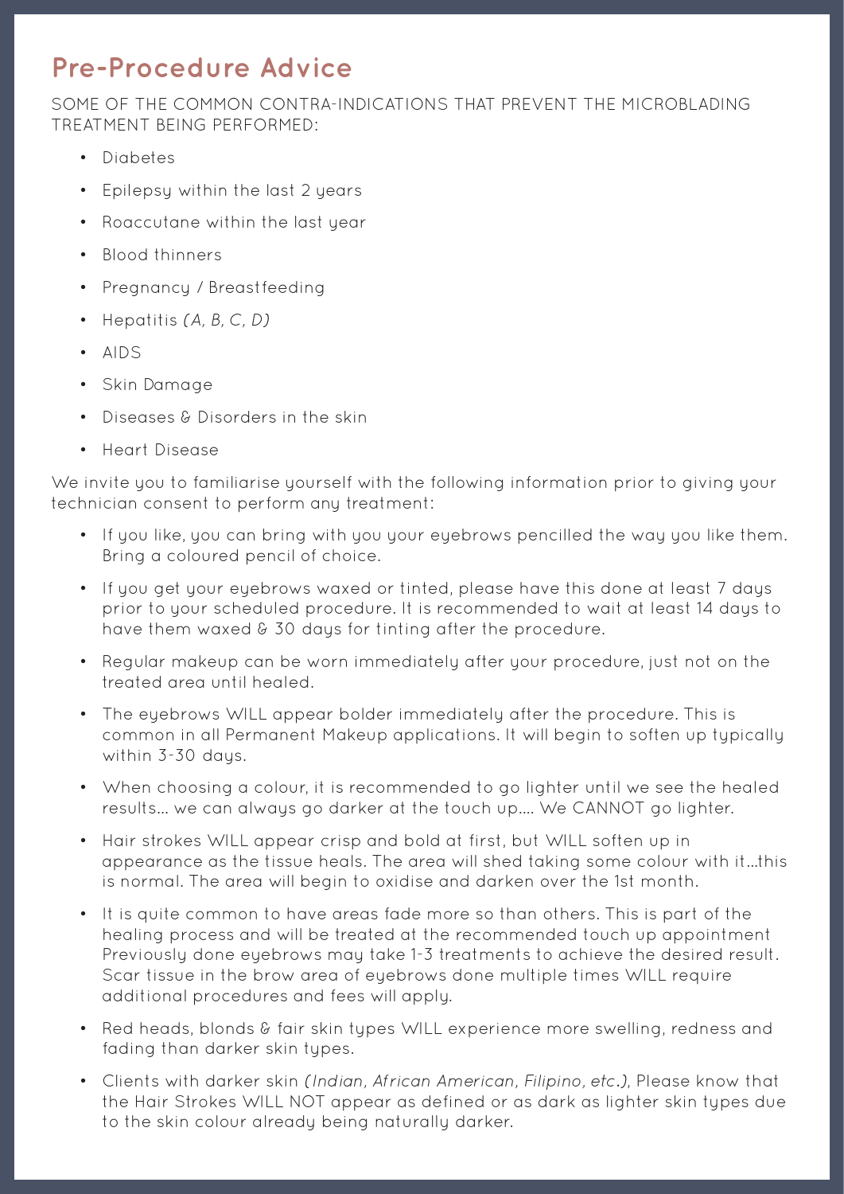## Pre-Procedure Advice

SOME OF THE COMMON CONTRA-INDICATIONS THAT PREVENT THE MICROBLADING TREATMENT BEING PERFORMED:

- Diabetes
- Epilepsy within the last 2 years
- Roaccutane within the last year
- Blood thinners
- Pregnancy / Breastfeeding
- Hepatitis *(A, B, C, D)*
- AIDS
- Skin Damage
- Diseases & Disorders in the skin
- Heart Disease

We invite you to familiarise yourself with the following information prior to giving your technician consent to perform any treatment:

- If you like, you can bring with you your eyebrows pencilled the way you like them. Bring a coloured pencil of choice.
- If you get your eyebrows waxed or tinted, please have this done at least 7 days prior to your scheduled procedure. It is recommended to wait at least 14 days to have them waxed & 30 days for tinting after the procedure.
- Regular makeup can be worn immediately after your procedure, just not on the treated area until healed.
- The eyebrows WILL appear bolder immediately after the procedure. This is common in all Permanent Makeup applications. It will begin to soften up typically within 3-30 days.
- When choosing a colour, it is recommended to go lighter until we see the healed results... we can always go darker at the touch up.... We CANNOT go lighter.
- Hair strokes WILL appear crisp and bold at first, but WILL soften up in appearance as the tissue heals. The area will shed taking some colour with it...this is normal. The area will begin to oxidise and darken over the 1st month.
- It is quite common to have areas fade more so than others. This is part of the healing process and will be treated at the recommended touch up appointment Previously done eyebrows may take 1-3 treatments to achieve the desired result. Scar tissue in the brow area of eyebrows done multiple times WILL require additional procedures and fees will apply.
- Red heads, blonds & fair skin types WILL experience more swelling, redness and fading than darker skin types.
- Clients with darker skin *(Indian, African American, Filipino, etc.)*, Please know that the Hair Strokes WILL NOT appear as defined or as dark as lighter skin types due to the skin colour already being naturally darker.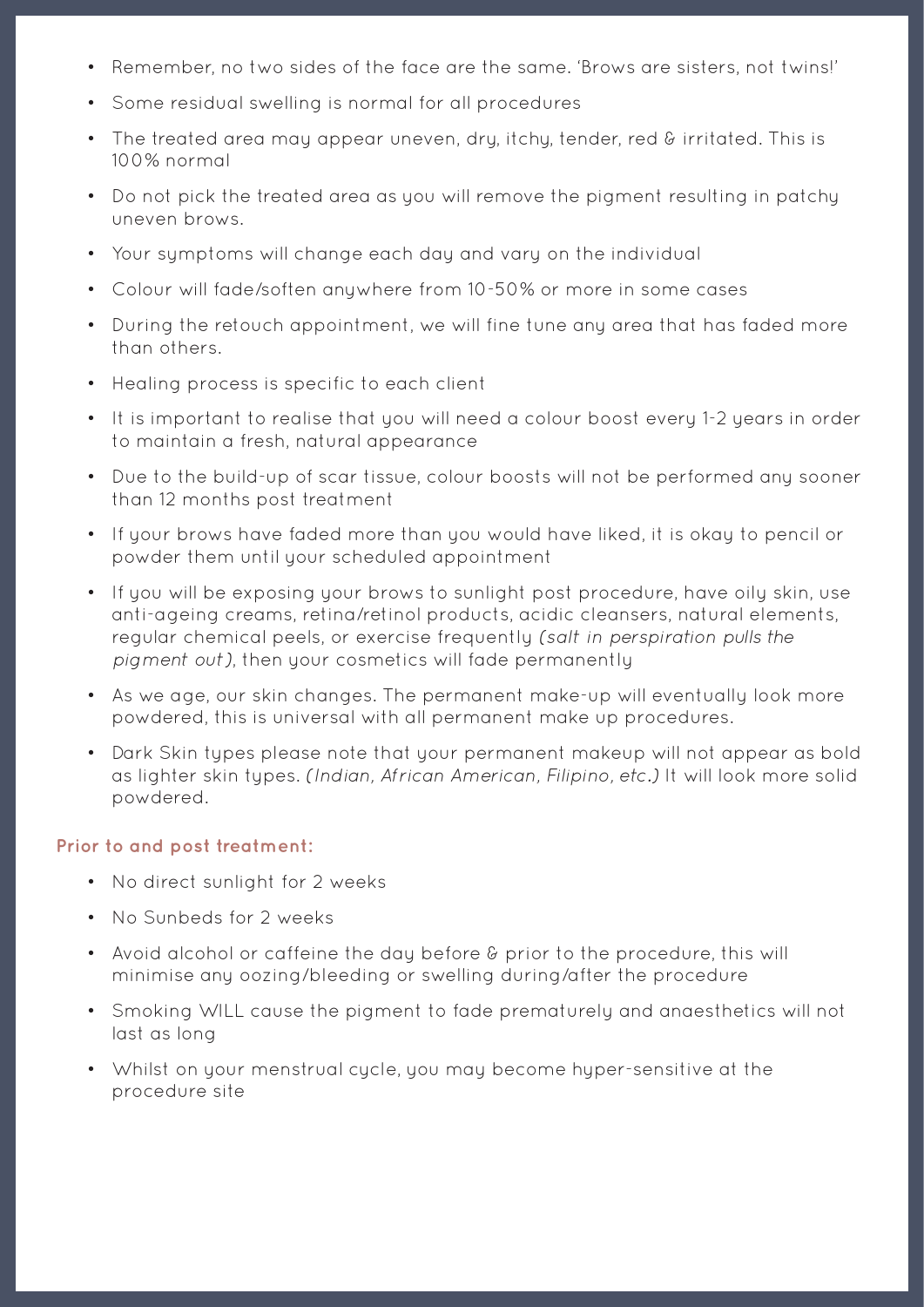- Remember, no two sides of the face are the same. 'Brows are sisters, not twins!'
- Some residual swelling is normal for all procedures
- The treated area may appear uneven, dry, itchy, tender, red & irritated. This is 100% normal
- Do not pick the treated area as you will remove the pigment resulting in patchy uneven brows.
- Your symptoms will change each day and vary on the individual
- Colour will fade/soften anywhere from 10-50% or more in some cases
- During the retouch appointment, we will fine tune any area that has faded more than others.
- Healing process is specific to each client
- It is important to realise that you will need a colour boost every 1-2 years in order to maintain a fresh, natural appearance
- Due to the build-up of scar tissue, colour boosts will not be performed any sooner than 12 months post treatment
- If your brows have faded more than you would have liked, it is okay to pencil or powder them until your scheduled appointment
- If you will be exposing your brows to sunlight post procedure, have oily skin, use anti-ageing creams, retina/retinol products, acidic cleansers, natural elements, regular chemical peels, or exercise frequently *(salt in perspiration pulls the pigment out)*, then your cosmetics will fade permanently
- As we age, our skin changes. The permanent make-up will eventually look more powdered, this is universal with all permanent make up procedures.
- Dark Skin types please note that your permanent makeup will not appear as bold as lighter skin types. *(Indian, African American, Filipino, etc.)* It will look more solid powdered.

**Prior to and post treatment:**

- No direct sunlight for 2 weeks
- No Sunbeds for 2 weeks
- Avoid alcohol or caffeine the day before & prior to the procedure, this will minimise any oozing/bleeding or swelling during/after the procedure
- Smoking WILL cause the pigment to fade prematurely and anaesthetics will not last as long
- Whilst on your menstrual cycle, you may become hyper-sensitive at the procedure site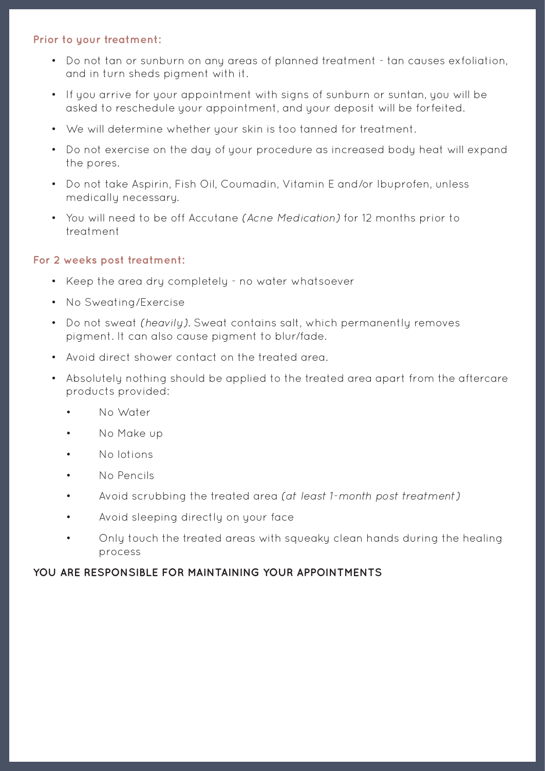### Prior to your treatment:

- Do not tan or sunburn on any areas of planned treatment - tan causes exfoliation, and in turn sheds pigment with it.
- If you arrive for your appointment with signs of sunburn or suntan, you will be asked to reschedule your appointment, and your deposit will be forfeited.
- We will determine whether your skin is too tanned for treatment.
- Do not exercise on the day of your procedure as increased body heat will expand the pores.
- Do not take Aspirin, Fish Oil, Coumadin, Vitamin E and/or Ibuprofen, unless medically necessary.
- You will need to be off Accutane *(Acne Medication)* for 12 months prior to treatment

### For 2 weeks post treatment:

- Keep the area dry completely - no water whatsoever
- No Sweating/Exercise
- Do not sweat *(heavily)*. Sweat contains salt, which permanently removes pigment. It can also cause pigment to blur/fade.
- Avoid direct shower contact on the treated area.
- Absolutely nothing should be applied to the treated area apart from the aftercare products provided:
    - No Water
    - No Make up
    - No lotions
    - No Pencils
    - Avoid scrubbing the treated area *(at least 1-month post treatment)*
    - Avoid sleeping directly on your face
    - Only touch the treated areas with squeaky clean hands during the healing process

**YOU ARE RESPONSIBLE FOR MAINTAINING YOUR APPOINTMENTS**